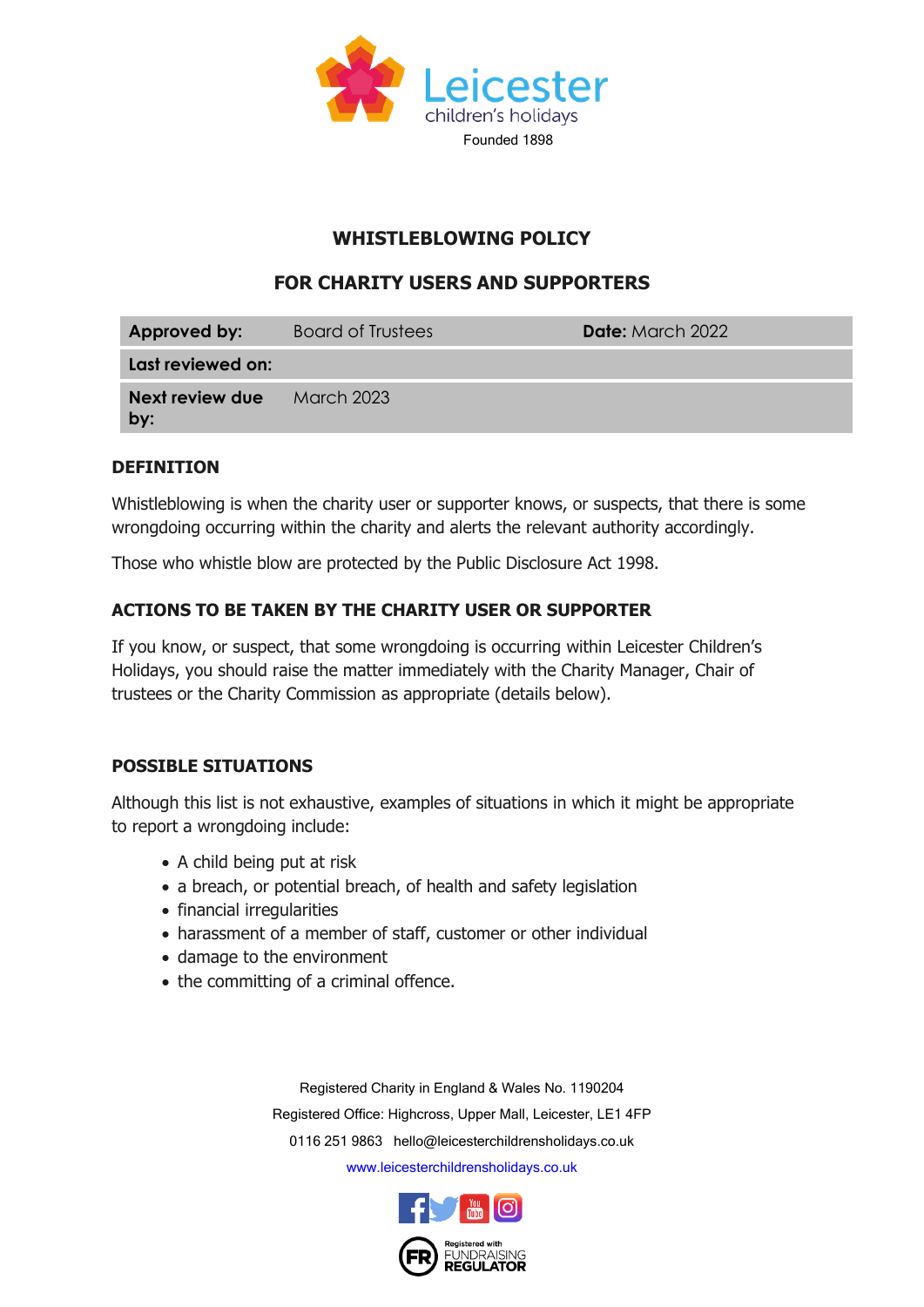Leicester children's holidays

Founded 1898

# WHISTLEBLOWING POLICY

## FOR CHARITY USERS AND SUPPORTERS

| **Approved by:** | Board of Trustees | **Date:** March 2022 |
| --- | --- | --- |
| **Last reviewed on:** | | |
| **Next review due by:** | March 2023 | |

### DEFINITION

Whistleblowing is when the charity user or supporter knows, or suspects, that there is some wrongdoing occurring within the charity and alerts the relevant authority accordingly.

Those who whistle blow are protected by the Public Disclosure Act 1998.

### ACTIONS TO BE TAKEN BY THE CHARITY USER OR SUPPORTER

If you know, or suspect, that some wrongdoing is occurring within Leicester Children's Holidays, you should raise the matter immediately with the Charity Manager, Chair of trustees or the Charity Commission as appropriate (details below).

### POSSIBLE SITUATIONS

Although this list is not exhaustive, examples of situations in which it might be appropriate to report a wrongdoing include:

- A child being put at risk
- a breach, or potential breach, of health and safety legislation
- financial irregularities
- harassment of a member of staff, customer or other individual
- damage to the environment
- the committing of a criminal offence.

Registered Charity in England & Wales No. 1190204

Registered Office: Highcross, Upper Mall, Leicester, LE1 4FP

0116 251 9863 hello@leicesterchildrensholidays.co.uk

www.leicesterchildrensholidays.co.uk

Registered with FUNDRAISING REGULATOR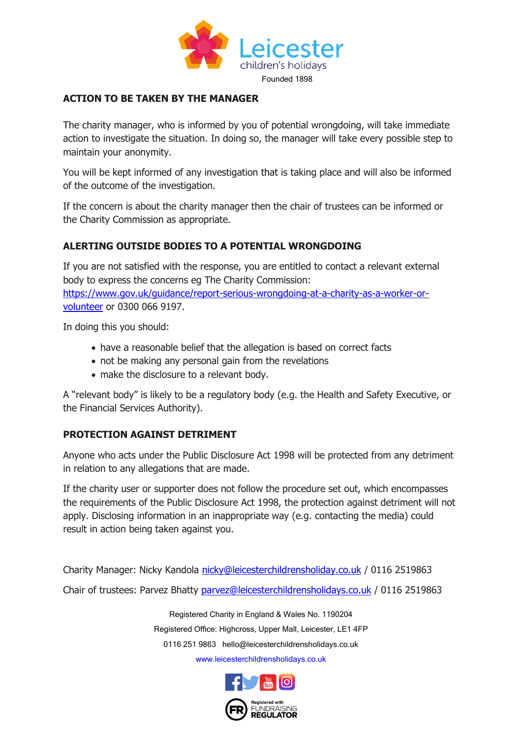Leicester children's holidays

Founded 1898

## ACTION TO BE TAKEN BY THE MANAGER

The charity manager, who is informed by you of potential wrongdoing, will take immediate action to investigate the situation. In doing so, the manager will take every possible step to maintain your anonymity.

You will be kept informed of any investigation that is taking place and will also be informed of the outcome of the investigation.

If the concern is about the charity manager then the chair of trustees can be informed or the Charity Commission as appropriate.

## ALERTING OUTSIDE BODIES TO A POTENTIAL WRONGDOING

If you are not satisfied with the response, you are entitled to contact a relevant external body to express the concerns eg The Charity Commission: [https://www.gov.uk/guidance/report-serious-wrongdoing-at-a-charity-as-a-worker-or-volunteer](https://www.gov.uk/guidance/report-serious-wrongdoing-at-a-charity-as-a-worker-or-volunteer) or 0300 066 9197.

In doing this you should:

- have a reasonable belief that the allegation is based on correct facts
- not be making any personal gain from the revelations
- make the disclosure to a relevant body.

A "relevant body" is likely to be a regulatory body (e.g. the Health and Safety Executive, or the Financial Services Authority).

## PROTECTION AGAINST DETRIMENT

Anyone who acts under the Public Disclosure Act 1998 will be protected from any detriment in relation to any allegations that are made.

If the charity user or supporter does not follow the procedure set out, which encompasses the requirements of the Public Disclosure Act 1998, the protection against detriment will not apply. Disclosing information in an inappropriate way (e.g. contacting the media) could result in action being taken against you.

Charity Manager: Nicky Kandola nicky@leicesterchildrensholiday.co.uk / 0116 2519863

Chair of trustees: Parvez Bhatty parvez@leicesterchildrensholidays.co.uk / 0116 2519863

Registered Charity in England & Wales No. 1190204

Registered Office: Highcross, Upper Mall, Leicester, LE1 4FP

0116 251 9863 hello@leicesterchildrensholidays.co.uk

www.leicesterchildrensholidays.co.uk

Registered with FUNDRAISING REGULATOR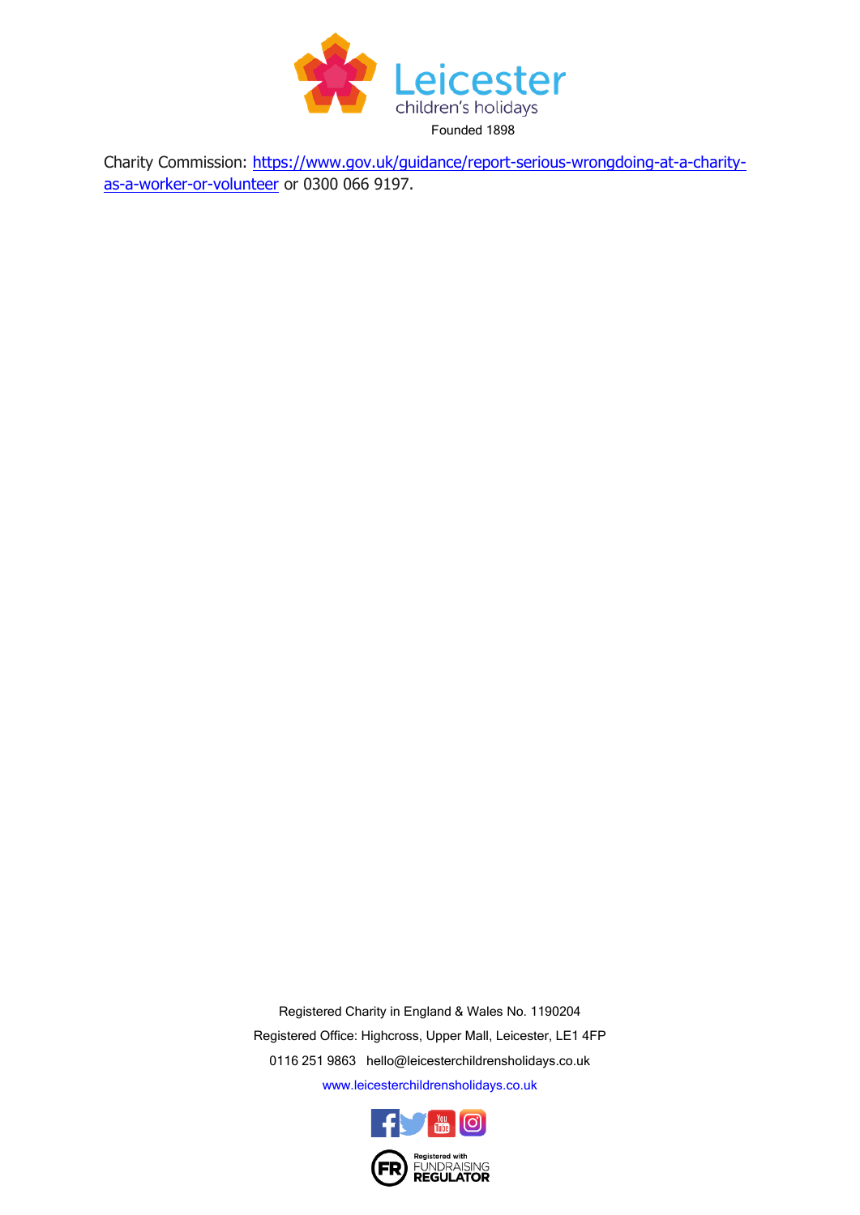Charity Commission: [https://www.gov.uk/guidance/report-serious-wrongdoing-at-a-charity-as-a-worker-or-volunteer](https://www.gov.uk/guidance/report-serious-wrongdoing-at-a-charity-as-a-worker-or-volunteer) or 0300 066 9197.